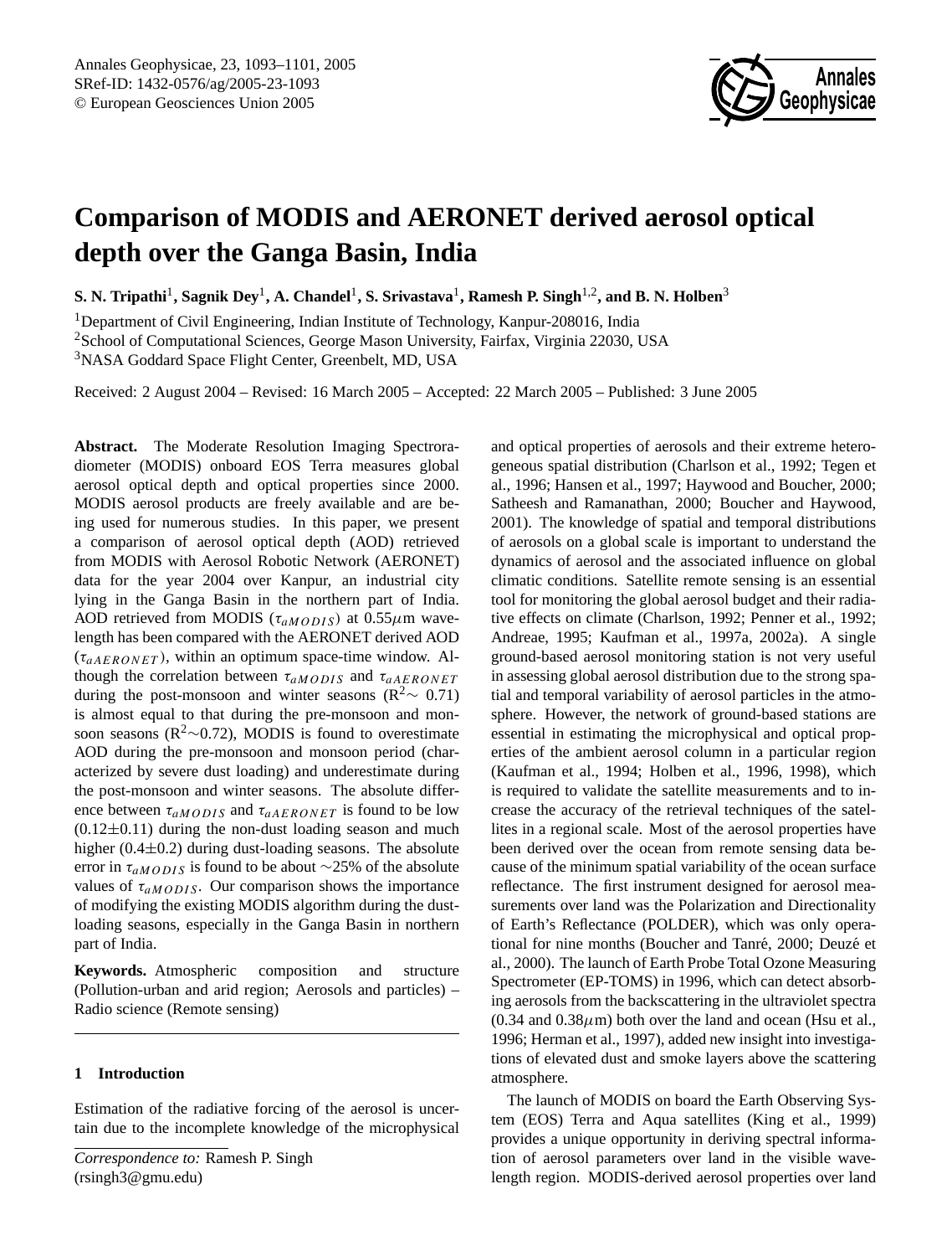# Comparison of MODIS and AERONET derived aerosol optical depth over the Ganga Basin, India

**S. N. Tripathi[1], Sagnik Dey[1], A. Chandel[1], S. Srivastava[1], Ramesh P. Singh[1,2], and B. N. Holben[3]**

[1]Department of Civil Engineering, Indian Institute of Technology, Kanpur-208016, India
[2]School of Computational Sciences, George Mason University, Fairfax, Virginia 22030, USA
[3]NASA Goddard Space Flight Center, Greenbelt, MD, USA

Received: 2 August 2004 – Revised: 16 March 2005 – Accepted: 22 March 2005 – Published: 3 June 2005

**Abstract.** The Moderate Resolution Imaging Spectroradiometer (MODIS) onboard EOS Terra measures global aerosol optical depth and optical properties since 2000. MODIS aerosol products are freely available and are being used for numerous studies. In this paper, we present a comparison of aerosol optical depth (AOD) retrieved from MODIS with Aerosol Robotic Network (AERONET) data for the year 2004 over Kanpur, an industrial city lying in the Ganga Basin in the northern part of India. AOD retrieved from MODIS ($\tau_{aMODIS}$) at 0.55$\mu$m wavelength has been compared with the AERONET derived AOD ($\tau_{aAERONET}$), within an optimum space-time window. Although the correlation between $\tau_{aMODIS}$ and $\tau_{aAERONET}$ during the post-monsoon and winter seasons ($R^2\sim$ 0.71) is almost equal to that during the pre-monsoon and monsoon seasons ($R^2\sim$0.72), MODIS is found to overestimate AOD during the pre-monsoon and monsoon period (characterized by severe dust loading) and underestimate during the post-monsoon and winter seasons. The absolute difference between $\tau_{aMODIS}$ and $\tau_{aAERONET}$ is found to be low (0.12$\pm$0.11) during the non-dust loading season and much higher (0.4$\pm$0.2) during dust-loading seasons. The absolute error in $\tau_{aMODIS}$ is found to be about ~25% of the absolute values of $\tau_{aMODIS}$. Our comparison shows the importance of modifying the existing MODIS algorithm during the dust-loading seasons, especially in the Ganga Basin in northern part of India.

**Keywords.** Atmospheric composition and structure (Pollution-urban and arid region; Aerosols and particles) – Radio science (Remote sensing)

## 1 Introduction

Estimation of the radiative forcing of the aerosol is uncertain due to the incomplete knowledge of the microphysical and optical properties of aerosols and their extreme heterogeneous spatial distribution (Charlson et al., 1992; Tegen et al., 1996; Hansen et al., 1997; Haywood and Boucher, 2000; Satheesh and Ramanathan, 2000; Boucher and Haywood, 2001). The knowledge of spatial and temporal distributions of aerosols on a global scale is important to understand the dynamics of aerosol and the associated influence on global climatic conditions. Satellite remote sensing is an essential tool for monitoring the global aerosol budget and their radiative effects on climate (Charlson, 1992; Penner et al., 1992; Andreae, 1995; Kaufman et al., 1997a, 2002a). A single ground-based aerosol monitoring station is not very useful in assessing global aerosol distribution due to the strong spatial and temporal variability of aerosol particles in the atmosphere. However, the network of ground-based stations are essential in estimating the microphysical and optical properties of the ambient aerosol column in a particular region (Kaufman et al., 1994; Holben et al., 1996, 1998), which is required to validate the satellite measurements and to increase the accuracy of the retrieval techniques of the satellites in a regional scale. Most of the aerosol properties have been derived over the ocean from remote sensing data because of the minimum spatial variability of the ocean surface reflectance. The first instrument designed for aerosol measurements over land was the Polarization and Directionality of Earth's Reflectance (POLDER), which was only operational for nine months (Boucher and Tanré, 2000; Deuzé et al., 2000). The launch of Earth Probe Total Ozone Measuring Spectrometer (EP-TOMS) in 1996, which can detect absorbing aerosols from the backscattering in the ultraviolet spectra (0.34 and 0.38$\mu$m) both over the land and ocean (Hsu et al., 1996; Herman et al., 1997), added new insight into investigations of elevated dust and smoke layers above the scattering atmosphere.

The launch of MODIS on board the Earth Observing System (EOS) Terra and Aqua satellites (King et al., 1999) provides a unique opportunity in deriving spectral information of aerosol parameters over land in the visible wavelength region. MODIS-derived aerosol properties over land

*Correspondence to:* Ramesh P. Singh
(rsingh3@gmu.edu)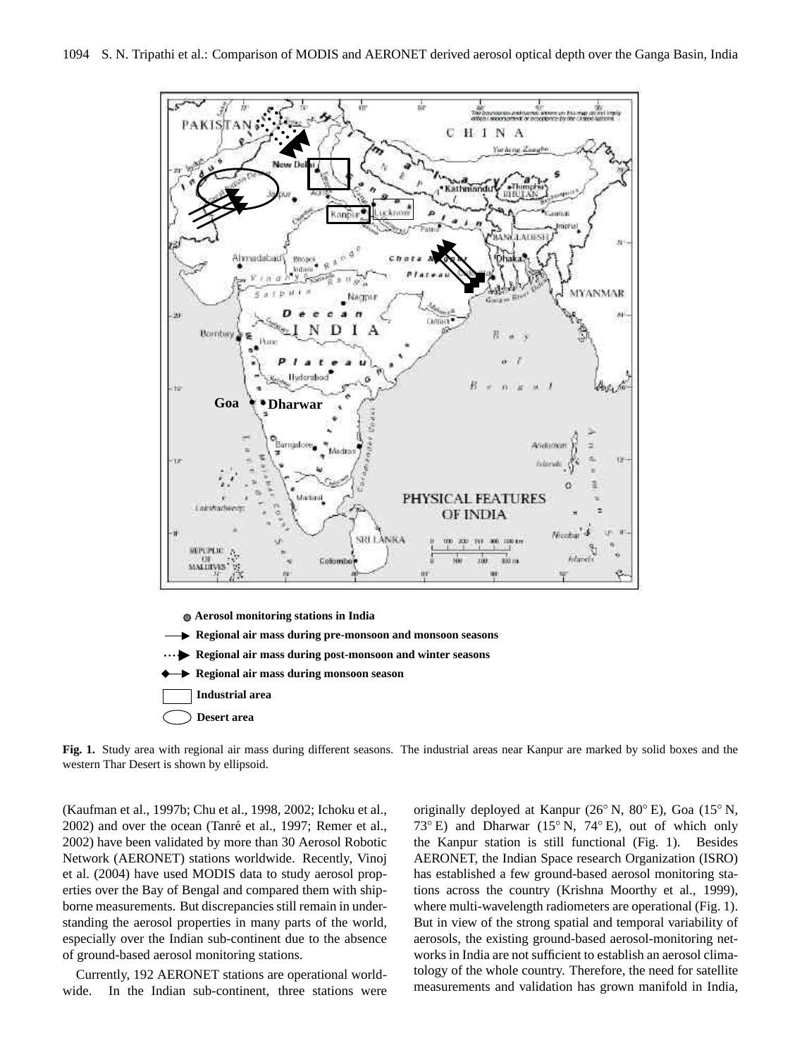- Aerosol monitoring stations in India
- Regional air mass during pre-monsoon and monsoon seasons
- Regional air mass during post-monsoon and winter seasons
- Regional air mass during monsoon season
- Industrial area
- Desert area

**Fig. 1.** Study area with regional air mass during different seasons. The industrial areas near Kanpur are marked by solid boxes and the western Thar Desert is shown by ellipsoid.

(Kaufman et al., 1997b; Chu et al., 1998, 2002; Ichoku et al., 2002) and over the ocean (Tanré et al., 1997; Remer et al., 2002) have been validated by more than 30 Aerosol Robotic Network (AERONET) stations worldwide. Recently, Vinoj et al. (2004) have used MODIS data to study aerosol properties over the Bay of Bengal and compared them with shipborne measurements. But discrepancies still remain in understanding the aerosol properties in many parts of the world, especially over the Indian sub-continent due to the absence of ground-based aerosol monitoring stations.

Currently, 192 AERONET stations are operational worldwide. In the Indian sub-continent, three stations were originally deployed at Kanpur (26° N, 80° E), Goa (15° N, 73° E) and Dharwar (15° N, 74° E), out of which only the Kanpur station is still functional (Fig. 1). Besides AERONET, the Indian Space research Organization (ISRO) has established a few ground-based aerosol monitoring stations across the country (Krishna Moorthy et al., 1999), where multi-wavelength radiometers are operational (Fig. 1). But in view of the strong spatial and temporal variability of aerosols, the existing ground-based aerosol-monitoring networks in India are not sufficient to establish an aerosol climatology of the whole country. Therefore, the need for satellite measurements and validation has grown manifold in India,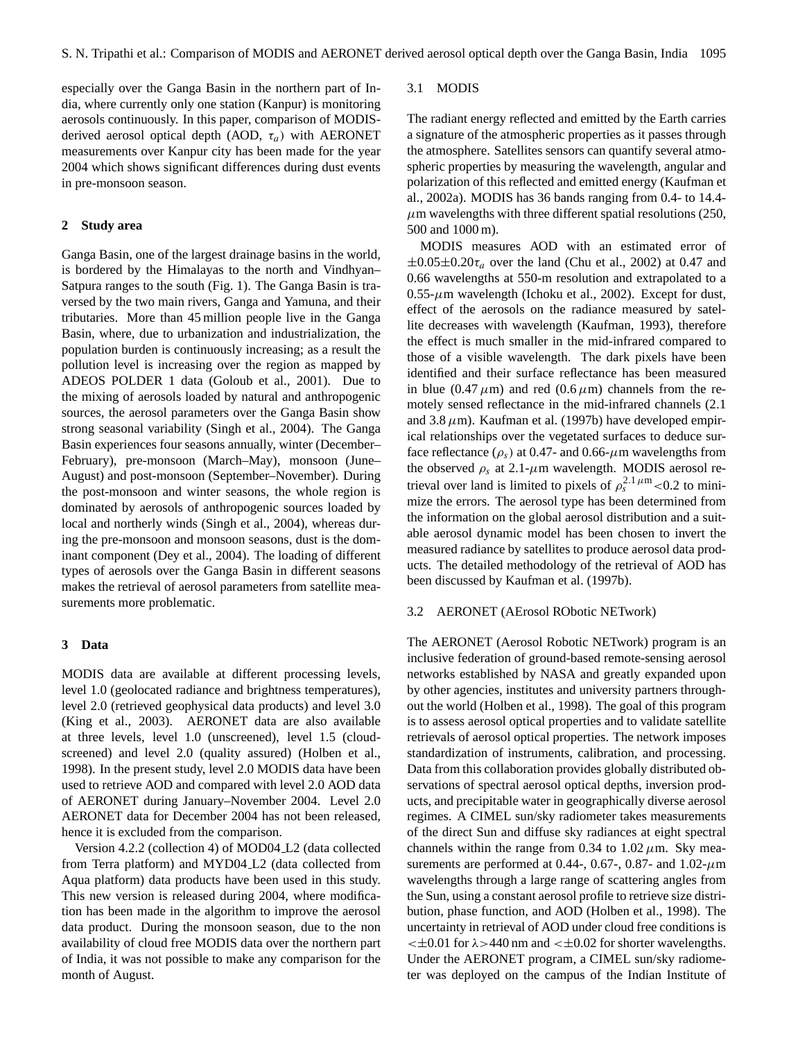especially over the Ganga Basin in the northern part of India, where currently only one station (Kanpur) is monitoring aerosols continuously. In this paper, comparison of MODIS-derived aerosol optical depth (AOD, $\tau_a$) with AERONET measurements over Kanpur city has been made for the year 2004 which shows significant differences during dust events in pre-monsoon season.

## 2 Study area

Ganga Basin, one of the largest drainage basins in the world, is bordered by the Himalayas to the north and Vindhyan–Satpura ranges to the south (Fig. 1). The Ganga Basin is traversed by the two main rivers, Ganga and Yamuna, and their tributaries. More than 45 million people live in the Ganga Basin, where, due to urbanization and industrialization, the population burden is continuously increasing; as a result the pollution level is increasing over the region as mapped by ADEOS POLDER 1 data (Goloub et al., 2001). Due to the mixing of aerosols loaded by natural and anthropogenic sources, the aerosol parameters over the Ganga Basin show strong seasonal variability (Singh et al., 2004). The Ganga Basin experiences four seasons annually, winter (December–February), pre-monsoon (March–May), monsoon (June–August) and post-monsoon (September–November). During the post-monsoon and winter seasons, the whole region is dominated by aerosols of anthropogenic sources loaded by local and northerly winds (Singh et al., 2004), whereas during the pre-monsoon and monsoon seasons, dust is the dominant component (Dey et al., 2004). The loading of different types of aerosols over the Ganga Basin in different seasons makes the retrieval of aerosol parameters from satellite measurements more problematic.

## 3 Data

MODIS data are available at different processing levels, level 1.0 (geolocated radiance and brightness temperatures), level 2.0 (retrieved geophysical data products) and level 3.0 (King et al., 2003). AERONET data are also available at three levels, level 1.0 (unscreened), level 1.5 (cloud-screened) and level 2.0 (quality assured) (Holben et al., 1998). In the present study, level 2.0 MODIS data have been used to retrieve AOD and compared with level 2.0 AOD data of AERONET during January–November 2004. Level 2.0 AERONET data for December 2004 has not been released, hence it is excluded from the comparison.

Version 4.2.2 (collection 4) of MOD04_L2 (data collected from Terra platform) and MYD04_L2 (data collected from Aqua platform) data products have been used in this study. This new version is released during 2004, where modification has been made in the algorithm to improve the aerosol data product. During the monsoon season, due to the non availability of cloud free MODIS data over the northern part of India, it was not possible to make any comparison for the month of August.

### 3.1 MODIS

The radiant energy reflected and emitted by the Earth carries a signature of the atmospheric properties as it passes through the atmosphere. Satellites sensors can quantify several atmospheric properties by measuring the wavelength, angular and polarization of this reflected and emitted energy (Kaufman et al., 2002a). MODIS has 36 bands ranging from 0.4- to 14.4-$\mu$m wavelengths with three different spatial resolutions (250, 500 and 1000 m).

MODIS measures AOD with an estimated error of $\pm 0.05 \pm 0.20\tau_a$ over the land (Chu et al., 2002) at 0.47 and 0.66 wavelengths at 550-m resolution and extrapolated to a 0.55-$\mu$m wavelength (Ichoku et al., 2002). Except for dust, effect of the aerosols on the radiance measured by satellite decreases with wavelength (Kaufman, 1993), therefore the effect is much smaller in the mid-infrared compared to those of a visible wavelength. The dark pixels have been identified and their surface reflectance has been measured in blue (0.47 $\mu$m) and red (0.6 $\mu$m) channels from the remotely sensed reflectance in the mid-infrared channels (2.1 and 3.8 $\mu$m). Kaufman et al. (1997b) have developed empirical relationships over the vegetated surfaces to deduce surface reflectance ($\rho_s$) at 0.47- and 0.66-$\mu$m wavelengths from the observed $\rho_s$ at 2.1-$\mu$m wavelength. MODIS aerosol retrieval over land is limited to pixels of $\rho_s^{2.1\,\mu\mathrm{m}} < 0.2$ to minimize the errors. The aerosol type has been determined from the information on the global aerosol distribution and a suitable aerosol dynamic model has been chosen to invert the measured radiance by satellites to produce aerosol data products. The detailed methodology of the retrieval of AOD has been discussed by Kaufman et al. (1997b).

### 3.2 AERONET (AErosol RObotic NETwork)

The AERONET (Aerosol Robotic NETwork) program is an inclusive federation of ground-based remote-sensing aerosol networks established by NASA and greatly expanded upon by other agencies, institutes and university partners throughout the world (Holben et al., 1998). The goal of this program is to assess aerosol optical properties and to validate satellite retrievals of aerosol optical properties. The network imposes standardization of instruments, calibration, and processing. Data from this collaboration provides globally distributed observations of spectral aerosol optical depths, inversion products, and precipitable water in geographically diverse aerosol regimes. A CIMEL sun/sky radiometer takes measurements of the direct Sun and diffuse sky radiances at eight spectral channels within the range from 0.34 to 1.02 $\mu$m. Sky measurements are performed at 0.44-, 0.67-, 0.87- and 1.02-$\mu$m wavelengths through a large range of scattering angles from the Sun, using a constant aerosol profile to retrieve size distribution, phase function, and AOD (Holben et al., 1998). The uncertainty in retrieval of AOD under cloud free conditions is $< \pm 0.01$ for $\lambda > 440$ nm and $< \pm 0.02$ for shorter wavelengths. Under the AERONET program, a CIMEL sun/sky radiometer was deployed on the campus of the Indian Institute of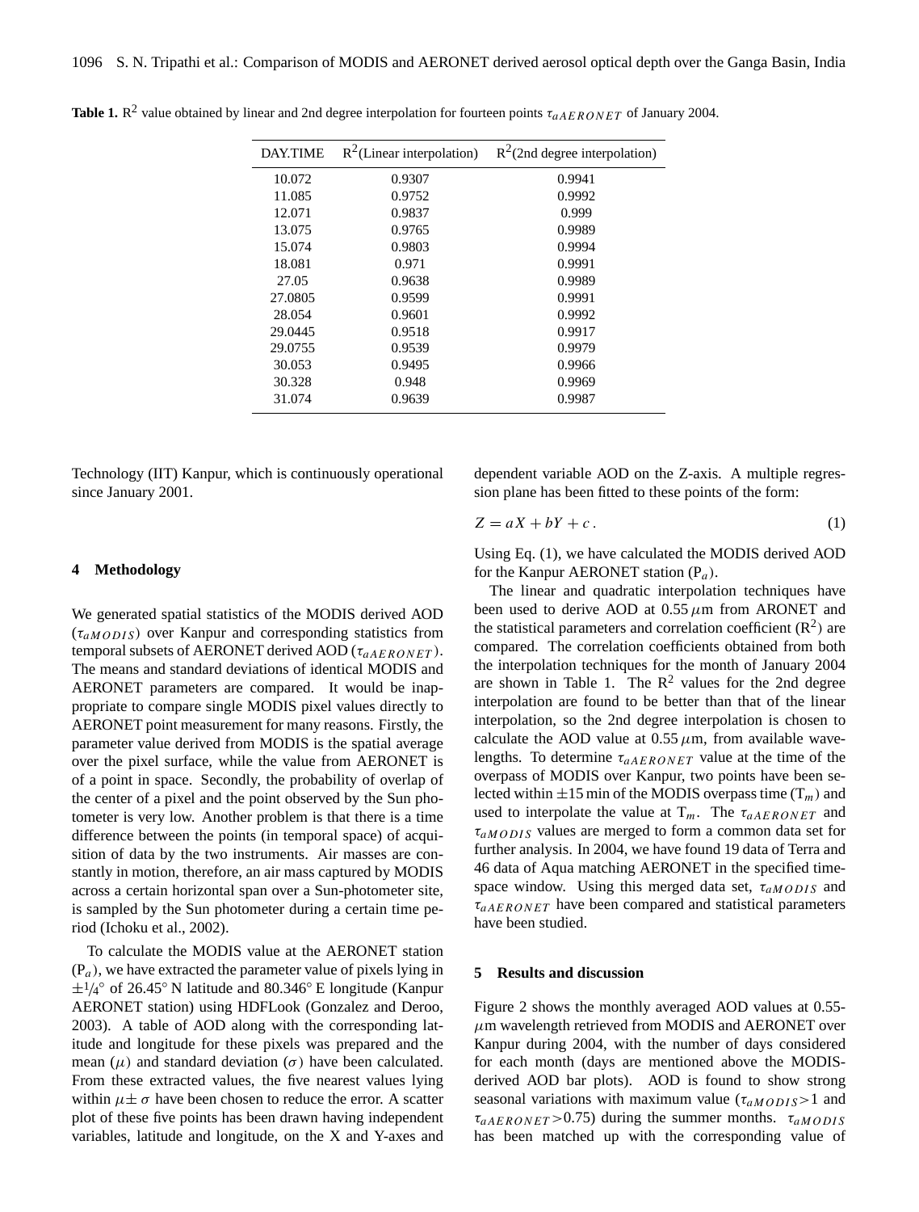**Table 1.** $R^2$ value obtained by linear and 2nd degree interpolation for fourteen points $\tau_{aAERONET}$ of January 2004.

| DAY.TIME | $R^2$(Linear interpolation) | $R^2$(2nd degree interpolation) |
|---|---|---|
| 10.072 | 0.9307 | 0.9941 |
| 11.085 | 0.9752 | 0.9992 |
| 12.071 | 0.9837 | 0.999 |
| 13.075 | 0.9765 | 0.9989 |
| 15.074 | 0.9803 | 0.9994 |
| 18.081 | 0.971 | 0.9991 |
| 27.05 | 0.9638 | 0.9989 |
| 27.0805 | 0.9599 | 0.9991 |
| 28.054 | 0.9601 | 0.9992 |
| 29.0445 | 0.9518 | 0.9917 |
| 29.0755 | 0.9539 | 0.9979 |
| 30.053 | 0.9495 | 0.9966 |
| 30.328 | 0.948 | 0.9969 |
| 31.074 | 0.9639 | 0.9987 |

Technology (IIT) Kanpur, which is continuously operational since January 2001.

## 4 Methodology

We generated spatial statistics of the MODIS derived AOD ($\tau_{aMODIS}$) over Kanpur and corresponding statistics from temporal subsets of AERONET derived AOD ($\tau_{aAERONET}$). The means and standard deviations of identical MODIS and AERONET parameters are compared. It would be inappropriate to compare single MODIS pixel values directly to AERONET point measurement for many reasons. Firstly, the parameter value derived from MODIS is the spatial average over the pixel surface, while the value from AERONET is of a point in space. Secondly, the probability of overlap of the center of a pixel and the point observed by the Sun photometer is very low. Another problem is that there is a time difference between the points (in temporal space) of acquisition of data by the two instruments. Air masses are constantly in motion, therefore, an air mass captured by MODIS across a certain horizontal span over a Sun-photometer site, is sampled by the Sun photometer during a certain time period (Ichoku et al., 2002).

To calculate the MODIS value at the AERONET station ($P_a$), we have extracted the parameter value of pixels lying in $\pm 1/4^{\circ}$ of 26.45° N latitude and 80.346° E longitude (Kanpur AERONET station) using HDFLook (Gonzalez and Deroo, 2003). A table of AOD along with the corresponding latitude and longitude for these pixels was prepared and the mean ($\mu$) and standard deviation ($\sigma$) have been calculated. From these extracted values, the five nearest values lying within $\mu \pm \sigma$ have been chosen to reduce the error. A scatter plot of these five points has been drawn having independent variables, latitude and longitude, on the X and Y-axes and dependent variable AOD on the Z-axis. A multiple regression plane has been fitted to these points of the form:

$$Z = aX + bY + c\,. \tag{1}$$

Using Eq. (1), we have calculated the MODIS derived AOD for the Kanpur AERONET station ($P_a$).

The linear and quadratic interpolation techniques have been used to derive AOD at 0.55 $\mu$m from ARONET and the statistical parameters and correlation coefficient ($R^2$) are compared. The correlation coefficients obtained from both the interpolation techniques for the month of January 2004 are shown in Table 1. The $R^2$ values for the 2nd degree interpolation are found to be better than that of the linear interpolation, so the 2nd degree interpolation is chosen to calculate the AOD value at 0.55 $\mu$m, from available wavelengths. To determine $\tau_{aAERONET}$ value at the time of the overpass of MODIS over Kanpur, two points have been selected within ±15 min of the MODIS overpass time ($T_m$) and used to interpolate the value at $T_m$. The $\tau_{aAERONET}$ and $\tau_{aMODIS}$ values are merged to form a common data set for further analysis. In 2004, we have found 19 data of Terra and 46 data of Aqua matching AERONET in the specified time-space window. Using this merged data set, $\tau_{aMODIS}$ and $\tau_{aAERONET}$ have been compared and statistical parameters have been studied.

## 5 Results and discussion

Figure 2 shows the monthly averaged AOD values at 0.55-$\mu$m wavelength retrieved from MODIS and AERONET over Kanpur during 2004, with the number of days considered for each month (days are mentioned above the MODIS-derived AOD bar plots). AOD is found to show strong seasonal variations with maximum value ($\tau_{aMODIS}>1$ and $\tau_{aAERONET}>0.75$) during the summer months. $\tau_{aMODIS}$ has been matched up with the corresponding value of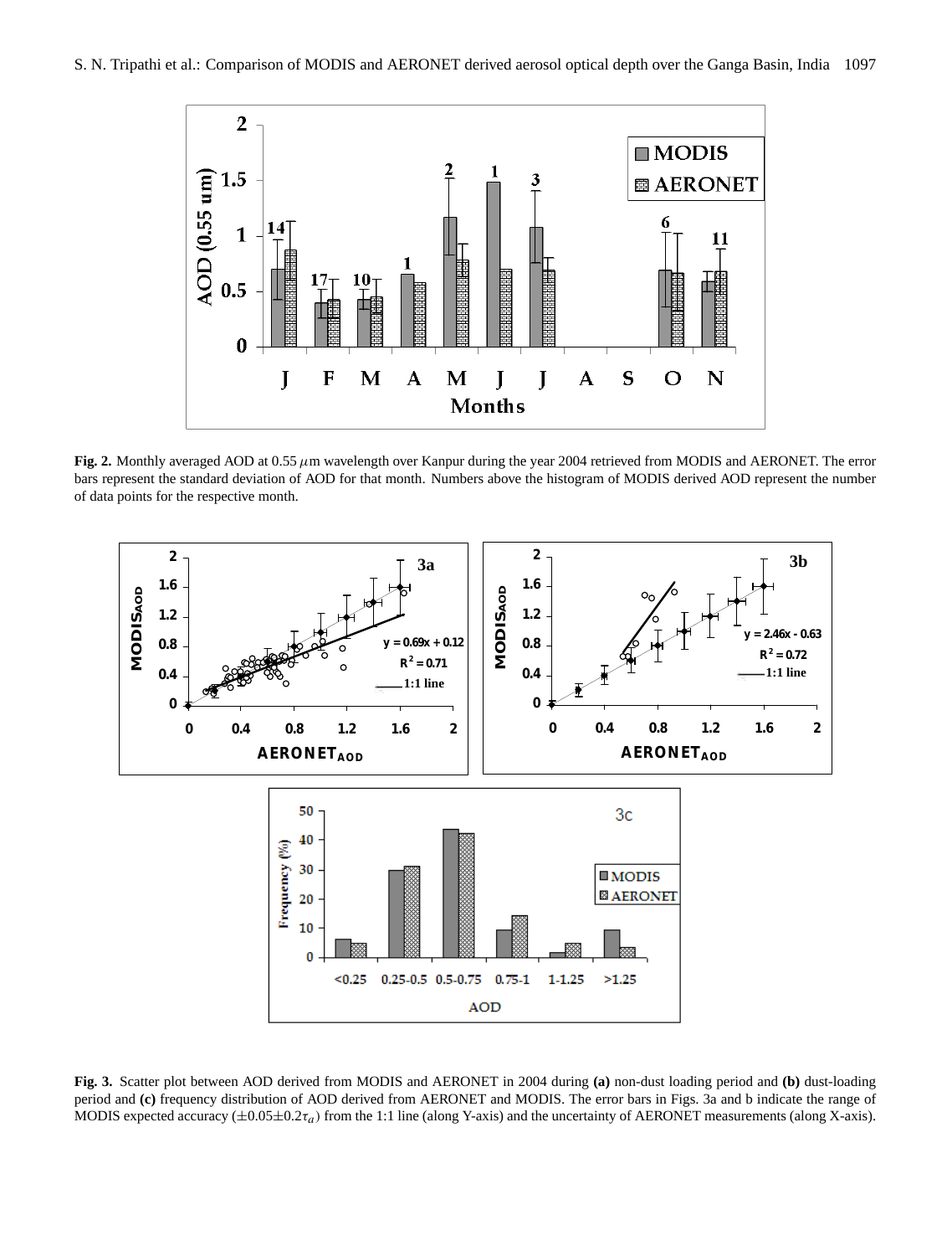**Fig. 2.** Monthly averaged AOD at 0.55 $\mu$m wavelength over Kanpur during the year 2004 retrieved from MODIS and AERONET. The error bars represent the standard deviation of AOD for that month. Numbers above the histogram of MODIS derived AOD represent the number of data points for the respective month.

**Fig. 3.** Scatter plot between AOD derived from MODIS and AERONET in 2004 during **(a)** non-dust loading period and **(b)** dust-loading period and **(c)** frequency distribution of AOD derived from AERONET and MODIS. The error bars in Figs. 3a and b indicate the range of MODIS expected accuracy ($\pm 0.05 \pm 0.2\tau_a$) from the 1:1 line (along Y-axis) and the uncertainty of AERONET measurements (along X-axis).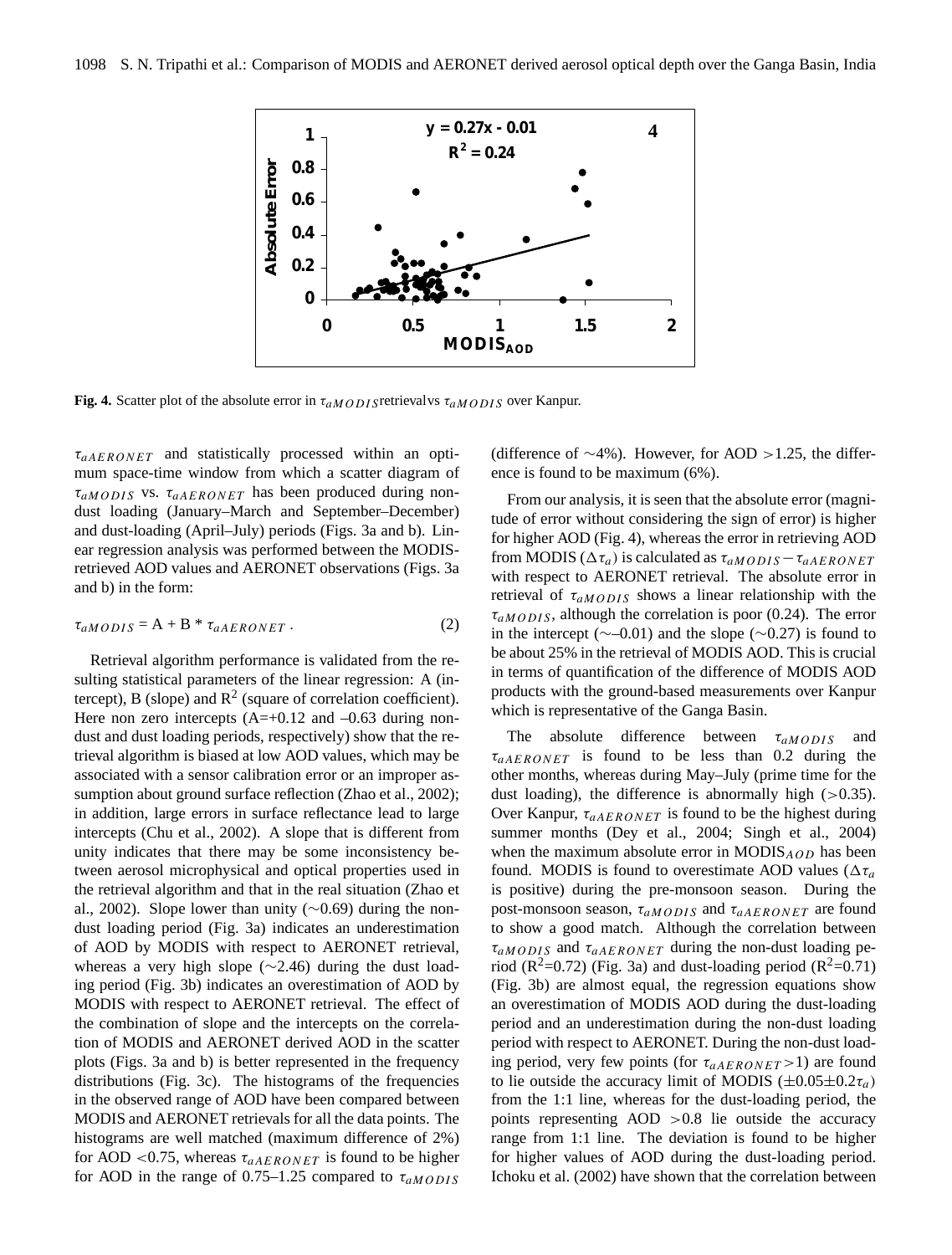**Fig. 4.** Scatter plot of the absolute error in $\tau_{aMODIS}$retrievalvs $\tau_{aMODIS}$ over Kanpur.

$\tau_{aAERONET}$ and statistically processed within an optimum space-time window from which a scatter diagram of $\tau_{aMODIS}$ vs. $\tau_{aAERONET}$ has been produced during non-dust loading (January–March and September–December) and dust-loading (April–July) periods (Figs. 3a and b). Linear regression analysis was performed between the MODIS-retrieved AOD values and AERONET observations (Figs. 3a and b) in the form:

$$\tau_{aMODIS} = \mathrm{A} + \mathrm{B} * \tau_{aAERONET} \,. \tag{2}$$

Retrieval algorithm performance is validated from the resulting statistical parameters of the linear regression: A (intercept), B (slope) and $R^2$ (square of correlation coefficient). Here non zero intercepts (A=+0.12 and –0.63 during non-dust and dust loading periods, respectively) show that the retrieval algorithm is biased at low AOD values, which may be associated with a sensor calibration error or an improper assumption about ground surface reflection (Zhao et al., 2002); in addition, large errors in surface reflectance lead to large intercepts (Chu et al., 2002). A slope that is different from unity indicates that there may be some inconsistency between aerosol microphysical and optical properties used in the retrieval algorithm and that in the real situation (Zhao et al., 2002). Slope lower than unity (∼0.69) during the non-dust loading period (Fig. 3a) indicates an underestimation of AOD by MODIS with respect to AERONET retrieval, whereas a very high slope (∼2.46) during the dust loading period (Fig. 3b) indicates an overestimation of AOD by MODIS with respect to AERONET retrieval. The effect of the combination of slope and the intercepts on the correlation of MODIS and AERONET derived AOD in the scatter plots (Figs. 3a and b) is better represented in the frequency distributions (Fig. 3c). The histograms of the frequencies in the observed range of AOD have been compared between MODIS and AERONET retrievals for all the data points. The histograms are well matched (maximum difference of 2%) for AOD <0.75, whereas $\tau_{aAERONET}$ is found to be higher for AOD in the range of 0.75–1.25 compared to $\tau_{aMODIS}$ (difference of ∼4%). However, for AOD >1.25, the difference is found to be maximum (6%).

From our analysis, it is seen that the absolute error (magnitude of error without considering the sign of error) is higher for higher AOD (Fig. 4), whereas the error in retrieving AOD from MODIS ($\Delta\tau_a$) is calculated as $\tau_{aMODIS} - \tau_{aAERONET}$ with respect to AERONET retrieval. The absolute error in retrieval of $\tau_{aMODIS}$ shows a linear relationship with the $\tau_{aMODIS}$, although the correlation is poor (0.24). The error in the intercept (∼–0.01) and the slope (∼0.27) is found to be about 25% in the retrieval of MODIS AOD. This is crucial in terms of quantification of the difference of MODIS AOD products with the ground-based measurements over Kanpur which is representative of the Ganga Basin.

The absolute difference between $\tau_{aMODIS}$ and $\tau_{aAERONET}$ is found to be less than 0.2 during the other months, whereas during May–July (prime time for the dust loading), the difference is abnormally high (>0.35). Over Kanpur, $\tau_{aAERONET}$ is found to be the highest during summer months (Dey et al., 2004; Singh et al., 2004) when the maximum absolute error in $\mathrm{MODIS}_{AOD}$ has been found. MODIS is found to overestimate AOD values ($\Delta\tau_a$ is positive) during the pre-monsoon season. During the post-monsoon season, $\tau_{aMODIS}$ and $\tau_{aAERONET}$ are found to show a good match. Although the correlation between $\tau_{aMODIS}$ and $\tau_{aAERONET}$ during the non-dust loading period ($R^2$=0.72) (Fig. 3a) and dust-loading period ($R^2$=0.71) (Fig. 3b) are almost equal, the regression equations show an overestimation of MODIS AOD during the dust-loading period and an underestimation during the non-dust loading period with respect to AERONET. During the non-dust loading period, very few points (for $\tau_{aAERONET}$>1) are found to lie outside the accuracy limit of MODIS ($\pm 0.05 \pm 0.2\tau_a$) from the 1:1 line, whereas for the dust-loading period, the points representing AOD >0.8 lie outside the accuracy range from 1:1 line. The deviation is found to be higher for higher values of AOD during the dust-loading period. Ichoku et al. (2002) have shown that the correlation between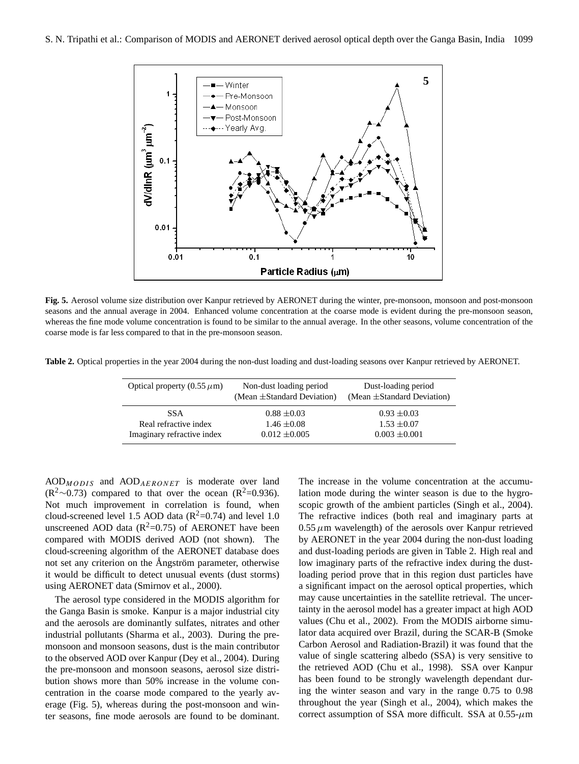**Fig. 5.** Aerosol volume size distribution over Kanpur retrieved by AERONET during the winter, pre-monsoon, monsoon and post-monsoon seasons and the annual average in 2004. Enhanced volume concentration at the coarse mode is evident during the pre-monsoon season, whereas the fine mode volume concentration is found to be similar to the annual average. In the other seasons, volume concentration of the coarse mode is far less compared to that in the pre-monsoon season.

**Table 2.** Optical properties in the year 2004 during the non-dust loading and dust-loading seasons over Kanpur retrieved by AERONET.

| Optical property (0.55 $\mu$m) | Non-dust loading period (Mean ±Standard Deviation) | Dust-loading period (Mean ±Standard Deviation) |
|---|---|---|
| SSA | 0.88 ±0.03 | 0.93 ±0.03 |
| Real refractive index | 1.46 ±0.08 | 1.53 ±0.07 |
| Imaginary refractive index | 0.012 ±0.005 | 0.003 ±0.001 |

$AOD_{MODIS}$ and $AOD_{AERONET}$ is moderate over land ($R^2$~0.73) compared to that over the ocean ($R^2$=0.936). Not much improvement in correlation is found, when cloud-screened level 1.5 AOD data ($R^2$=0.74) and level 1.0 unscreened AOD data ($R^2$=0.75) of AERONET have been compared with MODIS derived AOD (not shown). The cloud-screening algorithm of the AERONET database does not set any criterion on the Ångström parameter, otherwise it would be difficult to detect unusual events (dust storms) using AERONET data (Smirnov et al., 2000).

The aerosol type considered in the MODIS algorithm for the Ganga Basin is smoke. Kanpur is a major industrial city and the aerosols are dominantly sulfates, nitrates and other industrial pollutants (Sharma et al., 2003). During the pre-monsoon and monsoon seasons, dust is the main contributor to the observed AOD over Kanpur (Dey et al., 2004). During the pre-monsoon and monsoon seasons, aerosol size distribution shows more than 50% increase in the volume concentration in the coarse mode compared to the yearly average (Fig. 5), whereas during the post-monsoon and winter seasons, fine mode aerosols are found to be dominant. The increase in the volume concentration at the accumulation mode during the winter season is due to the hygroscopic growth of the ambient particles (Singh et al., 2004). The refractive indices (both real and imaginary parts at 0.55 $\mu$m wavelength) of the aerosols over Kanpur retrieved by AERONET in the year 2004 during the non-dust loading and dust-loading periods are given in Table 2. High real and low imaginary parts of the refractive index during the dust-loading period prove that in this region dust particles have a significant impact on the aerosol optical properties, which may cause uncertainties in the satellite retrieval. The uncertainty in the aerosol model has a greater impact at high AOD values (Chu et al., 2002). From the MODIS airborne simulator data acquired over Brazil, during the SCAR-B (Smoke Carbon Aerosol and Radiation-Brazil) it was found that the value of single scattering albedo (SSA) is very sensitive to the retrieved AOD (Chu et al., 1998). SSA over Kanpur has been found to be strongly wavelength dependant during the winter season and vary in the range 0.75 to 0.98 throughout the year (Singh et al., 2004), which makes the correct assumption of SSA more difficult. SSA at 0.55-$\mu$m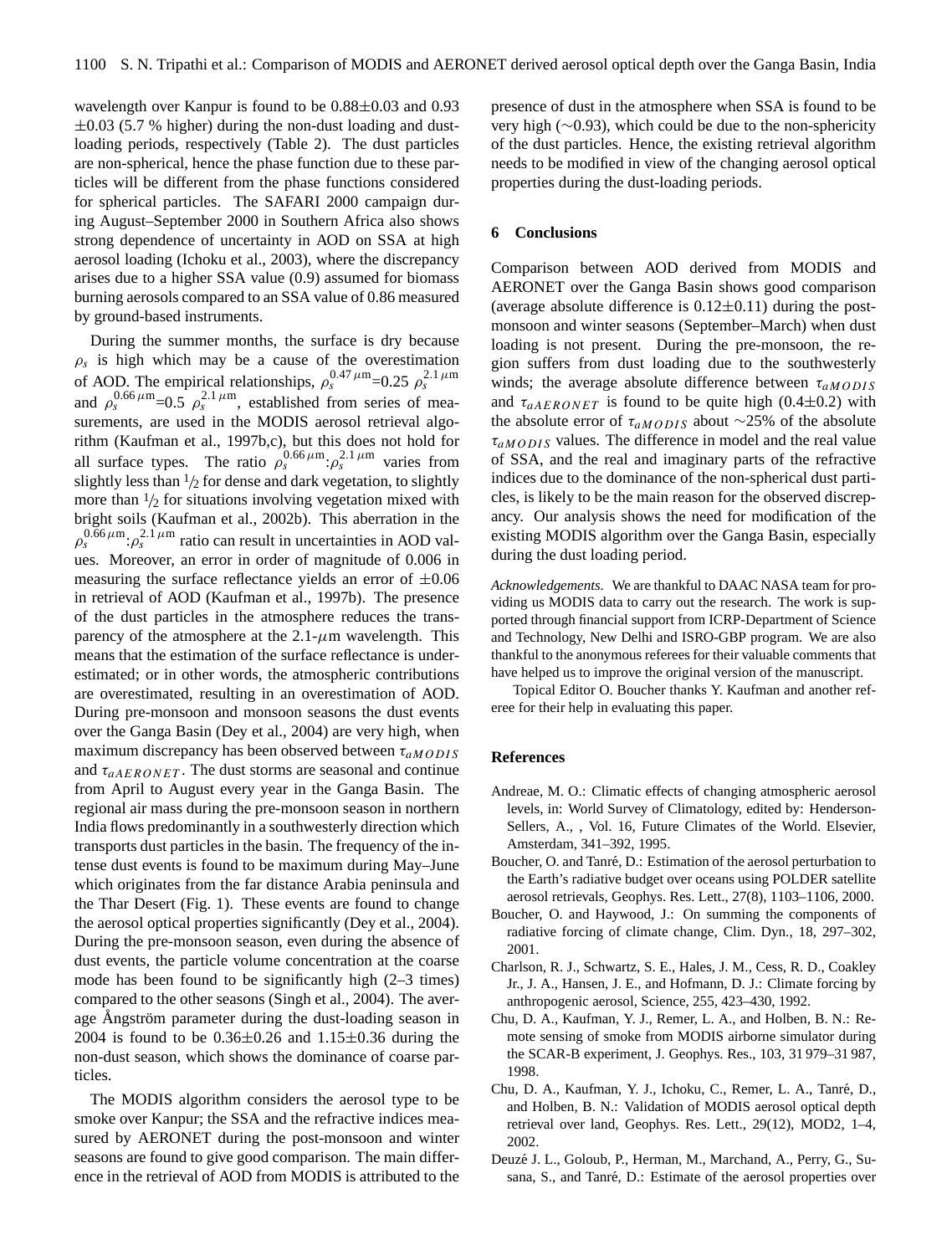wavelength over Kanpur is found to be 0.88±0.03 and 0.93 ±0.03 (5.7 % higher) during the non-dust loading and dust-loading periods, respectively (Table 2). The dust particles are non-spherical, hence the phase function due to these particles will be different from the phase functions considered for spherical particles. The SAFARI 2000 campaign during August–September 2000 in Southern Africa also shows strong dependence of uncertainty in AOD on SSA at high aerosol loading (Ichoku et al., 2003), where the discrepancy arises due to a higher SSA value (0.9) assumed for biomass burning aerosols compared to an SSA value of 0.86 measured by ground-based instruments.

During the summer months, the surface is dry because $\rho_s$ is high which may be a cause of the overestimation of AOD. The empirical relationships, $\rho_s^{0.47\,\mu\mathrm{m}}$=0.25 $\rho_s^{2.1\,\mu\mathrm{m}}$ and $\rho_s^{0.66\,\mu\mathrm{m}}$=0.5 $\rho_s^{2.1\,\mu\mathrm{m}}$, established from series of measurements, are used in the MODIS aerosol retrieval algorithm (Kaufman et al., 1997b,c), but this does not hold for all surface types. The ratio $\rho_s^{0.66\,\mu\mathrm{m}}$:$\rho_s^{2.1\,\mu\mathrm{m}}$ varies from slightly less than $^1/_2$ for dense and dark vegetation, to slightly more than $^1/_2$ for situations involving vegetation mixed with bright soils (Kaufman et al., 2002b). This aberration in the $\rho_s^{0.66\,\mu\mathrm{m}}$:$\rho_s^{2.1\,\mu\mathrm{m}}$ ratio can result in uncertainties in AOD values. Moreover, an error in order of magnitude of 0.006 in measuring the surface reflectance yields an error of ±0.06 in retrieval of AOD (Kaufman et al., 1997b). The presence of the dust particles in the atmosphere reduces the transparency of the atmosphere at the 2.1-$\mu$m wavelength. This means that the estimation of the surface reflectance is underestimated; or in other words, the atmospheric contributions are overestimated, resulting in an overestimation of AOD. During pre-monsoon and monsoon seasons the dust events over the Ganga Basin (Dey et al., 2004) are very high, when maximum discrepancy has been observed between $\tau_{aMODIS}$ and $\tau_{aAERONET}$. The dust storms are seasonal and continue from April to August every year in the Ganga Basin. The regional air mass during the pre-monsoon season in northern India flows predominantly in a southwesterly direction which transports dust particles in the basin. The frequency of the intense dust events is found to be maximum during May–June which originates from the far distance Arabia peninsula and the Thar Desert (Fig. 1). These events are found to change the aerosol optical properties significantly (Dey et al., 2004). During the pre-monsoon season, even during the absence of dust events, the particle volume concentration at the coarse mode has been found to be significantly high (2–3 times) compared to the other seasons (Singh et al., 2004). The average Ångström parameter during the dust-loading season in 2004 is found to be 0.36±0.26 and 1.15±0.36 during the non-dust season, which shows the dominance of coarse particles.

The MODIS algorithm considers the aerosol type to be smoke over Kanpur; the SSA and the refractive indices measured by AERONET during the post-monsoon and winter seasons are found to give good comparison. The main difference in the retrieval of AOD from MODIS is attributed to the presence of dust in the atmosphere when SSA is found to be very high (∼0.93), which could be due to the non-sphericity of the dust particles. Hence, the existing retrieval algorithm needs to be modified in view of the changing aerosol optical properties during the dust-loading periods.

## 6 Conclusions

Comparison between AOD derived from MODIS and AERONET over the Ganga Basin shows good comparison (average absolute difference is 0.12±0.11) during the post-monsoon and winter seasons (September–March) when dust loading is not present. During the pre-monsoon, the region suffers from dust loading due to the southwesterly winds; the average absolute difference between $\tau_{aMODIS}$ and $\tau_{aAERONET}$ is found to be quite high (0.4±0.2) with the absolute error of $\tau_{aMODIS}$ about ∼25% of the absolute $\tau_{aMODIS}$ values. The difference in model and the real value of SSA, and the real and imaginary parts of the refractive indices due to the dominance of the non-spherical dust particles, is likely to be the main reason for the observed discrepancy. Our analysis shows the need for modification of the existing MODIS algorithm over the Ganga Basin, especially during the dust loading period.

*Acknowledgements.* We are thankful to DAAC NASA team for providing us MODIS data to carry out the research. The work is supported through financial support from ICRP-Department of Science and Technology, New Delhi and ISRO-GBP program. We are also thankful to the anonymous referees for their valuable comments that have helped us to improve the original version of the manuscript.

Topical Editor O. Boucher thanks Y. Kaufman and another referee for their help in evaluating this paper.

## References

- Andreae, M. O.: Climatic effects of changing atmospheric aerosol levels, in: World Survey of Climatology, edited by: Henderson-Sellers, A., , Vol. 16, Future Climates of the World. Elsevier, Amsterdam, 341–392, 1995.
- Boucher, O. and Tanré, D.: Estimation of the aerosol perturbation to the Earth's radiative budget over oceans using POLDER satellite aerosol retrievals, Geophys. Res. Lett., 27(8), 1103–1106, 2000.
- Boucher, O. and Haywood, J.: On summing the components of radiative forcing of climate change, Clim. Dyn., 18, 297–302, 2001.
- Charlson, R. J., Schwartz, S. E., Hales, J. M., Cess, R. D., Coakley Jr., J. A., Hansen, J. E., and Hofmann, D. J.: Climate forcing by anthropogenic aerosol, Science, 255, 423–430, 1992.
- Chu, D. A., Kaufman, Y. J., Remer, L. A., and Holben, B. N.: Remote sensing of smoke from MODIS airborne simulator during the SCAR-B experiment, J. Geophys. Res., 103, 31 979–31 987, 1998.
- Chu, D. A., Kaufman, Y. J., Ichoku, C., Remer, L. A., Tanré, D., and Holben, B. N.: Validation of MODIS aerosol optical depth retrieval over land, Geophys. Res. Lett., 29(12), MOD2, 1–4, 2002.
- Deuzé J. L., Goloub, P., Herman, M., Marchand, A., Perry, G., Susana, S., and Tanré, D.: Estimate of the aerosol properties over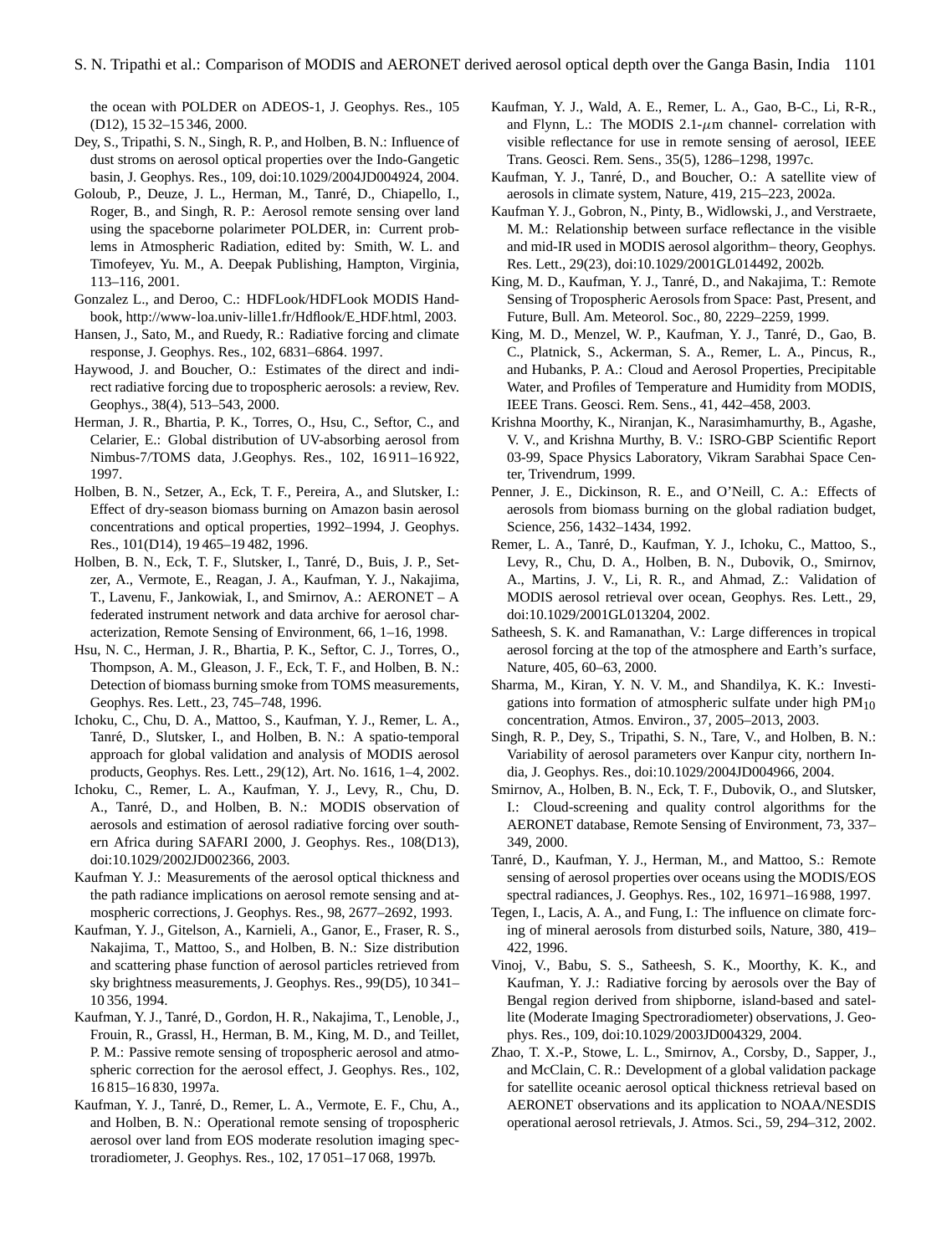the ocean with POLDER on ADEOS-1, J. Geophys. Res., 105 (D12), 15 32–15 346, 2000.

Dey, S., Tripathi, S. N., Singh, R. P., and Holben, B. N.: Influence of dust stroms on aerosol optical properties over the Indo-Gangetic basin, J. Geophys. Res., 109, doi:10.1029/2004JD004924, 2004.

Goloub, P., Deuze, J. L., Herman, M., Tanré, D., Chiapello, I., Roger, B., and Singh, R. P.: Aerosol remote sensing over land using the spaceborne polarimeter POLDER, in: Current problems in Atmospheric Radiation, edited by: Smith, W. L. and Timofeyev, Yu. M., A. Deepak Publishing, Hampton, Virginia, 113–116, 2001.

Gonzalez L., and Deroo, C.: HDFLook/HDFLook MODIS Handbook, http://www-loa.univ-lille1.fr/Hdflook/E_HDF.html, 2003.

Hansen, J., Sato, M., and Ruedy, R.: Radiative forcing and climate response, J. Geophys. Res., 102, 6831–6864. 1997.

Haywood, J. and Boucher, O.: Estimates of the direct and indirect radiative forcing due to tropospheric aerosols: a review, Rev. Geophys., 38(4), 513–543, 2000.

Herman, J. R., Bhartia, P. K., Torres, O., Hsu, C., Seftor, C., and Celarier, E.: Global distribution of UV-absorbing aerosol from Nimbus-7/TOMS data, J.Geophys. Res., 102, 16 911–16 922, 1997.

Holben, B. N., Setzer, A., Eck, T. F., Pereira, A., and Slutsker, I.: Effect of dry-season biomass burning on Amazon basin aerosol concentrations and optical properties, 1992–1994, J. Geophys. Res., 101(D14), 19 465–19 482, 1996.

Holben, B. N., Eck, T. F., Slutsker, I., Tanré, D., Buis, J. P., Setzer, A., Vermote, E., Reagan, J. A., Kaufman, Y. J., Nakajima, T., Lavenu, F., Jankowiak, I., and Smirnov, A.: AERONET – A federated instrument network and data archive for aerosol characterization, Remote Sensing of Environment, 66, 1–16, 1998.

Hsu, N. C., Herman, J. R., Bhartia, P. K., Seftor, C. J., Torres, O., Thompson, A. M., Gleason, J. F., Eck, T. F., and Holben, B. N.: Detection of biomass burning smoke from TOMS measurements, Geophys. Res. Lett., 23, 745–748, 1996.

Ichoku, C., Chu, D. A., Mattoo, S., Kaufman, Y. J., Remer, L. A., Tanré, D., Slutsker, I., and Holben, B. N.: A spatio-temporal approach for global validation and analysis of MODIS aerosol products, Geophys. Res. Lett., 29(12), Art. No. 1616, 1–4, 2002.

Ichoku, C., Remer, L. A., Kaufman, Y. J., Levy, R., Chu, D. A., Tanré, D., and Holben, B. N.: MODIS observation of aerosols and estimation of aerosol radiative forcing over southern Africa during SAFARI 2000, J. Geophys. Res., 108(D13), doi:10.1029/2002JD002366, 2003.

Kaufman Y. J.: Measurements of the aerosol optical thickness and the path radiance implications on aerosol remote sensing and atmospheric corrections, J. Geophys. Res., 98, 2677–2692, 1993.

Kaufman, Y. J., Gitelson, A., Karnieli, A., Ganor, E., Fraser, R. S., Nakajima, T., Mattoo, S., and Holben, B. N.: Size distribution and scattering phase function of aerosol particles retrieved from sky brightness measurements, J. Geophys. Res., 99(D5), 10 341–10 356, 1994.

Kaufman, Y. J., Tanré, D., Gordon, H. R., Nakajima, T., Lenoble, J., Frouin, R., Grassl, H., Herman, B. M., King, M. D., and Teillet, P. M.: Passive remote sensing of tropospheric aerosol and atmospheric correction for the aerosol effect, J. Geophys. Res., 102, 16 815–16 830, 1997a.

Kaufman, Y. J., Tanré, D., Remer, L. A., Vermote, E. F., Chu, A., and Holben, B. N.: Operational remote sensing of tropospheric aerosol over land from EOS moderate resolution imaging spectroradiometer, J. Geophys. Res., 102, 17 051–17 068, 1997b.

Kaufman, Y. J., Wald, A. E., Remer, L. A., Gao, B-C., Li, R-R., and Flynn, L.: The MODIS 2.1-$\mu$m channel- correlation with visible reflectance for use in remote sensing of aerosol, IEEE Trans. Geosci. Rem. Sens., 35(5), 1286–1298, 1997c.

Kaufman, Y. J., Tanré, D., and Boucher, O.: A satellite view of aerosols in climate system, Nature, 419, 215–223, 2002a.

Kaufman Y. J., Gobron, N., Pinty, B., Widlowski, J., and Verstraete, M. M.: Relationship between surface reflectance in the visible and mid-IR used in MODIS aerosol algorithm– theory, Geophys. Res. Lett., 29(23), doi:10.1029/2001GL014492, 2002b.

King, M. D., Kaufman, Y. J., Tanré, D., and Nakajima, T.: Remote Sensing of Tropospheric Aerosols from Space: Past, Present, and Future, Bull. Am. Meteorol. Soc., 80, 2229–2259, 1999.

King, M. D., Menzel, W. P., Kaufman, Y. J., Tanré, D., Gao, B. C., Platnick, S., Ackerman, S. A., Remer, L. A., Pincus, R., and Hubanks, P. A.: Cloud and Aerosol Properties, Precipitable Water, and Profiles of Temperature and Humidity from MODIS, IEEE Trans. Geosci. Rem. Sens., 41, 442–458, 2003.

Krishna Moorthy, K., Niranjan, K., Narasimhamurthy, B., Agashe, V. V., and Krishna Murthy, B. V.: ISRO-GBP Scientific Report 03-99, Space Physics Laboratory, Vikram Sarabhai Space Center, Trivendrum, 1999.

Penner, J. E., Dickinson, R. E., and O'Neill, C. A.: Effects of aerosols from biomass burning on the global radiation budget, Science, 256, 1432–1434, 1992.

Remer, L. A., Tanré, D., Kaufman, Y. J., Ichoku, C., Mattoo, S., Levy, R., Chu, D. A., Holben, B. N., Dubovik, O., Smirnov, A., Martins, J. V., Li, R. R., and Ahmad, Z.: Validation of MODIS aerosol retrieval over ocean, Geophys. Res. Lett., 29, doi:10.1029/2001GL013204, 2002.

Satheesh, S. K. and Ramanathan, V.: Large differences in tropical aerosol forcing at the top of the atmosphere and Earth's surface, Nature, 405, 60–63, 2000.

Sharma, M., Kiran, Y. N. V. M., and Shandilya, K. K.: Investigations into formation of atmospheric sulfate under high $PM_{10}$ concentration, Atmos. Environ., 37, 2005–2013, 2003.

Singh, R. P., Dey, S., Tripathi, S. N., Tare, V., and Holben, B. N.: Variability of aerosol parameters over Kanpur city, northern India, J. Geophys. Res., doi:10.1029/2004JD004966, 2004.

Smirnov, A., Holben, B. N., Eck, T. F., Dubovik, O., and Slutsker, I.: Cloud-screening and quality control algorithms for the AERONET database, Remote Sensing of Environment, 73, 337–349, 2000.

Tanré, D., Kaufman, Y. J., Herman, M., and Mattoo, S.: Remote sensing of aerosol properties over oceans using the MODIS/EOS spectral radiances, J. Geophys. Res., 102, 16 971–16 988, 1997.

Tegen, I., Lacis, A. A., and Fung, I.: The influence on climate forcing of mineral aerosols from disturbed soils, Nature, 380, 419–422, 1996.

Vinoj, V., Babu, S. S., Satheesh, S. K., Moorthy, K. K., and Kaufman, Y. J.: Radiative forcing by aerosols over the Bay of Bengal region derived from shipborne, island-based and satellite (Moderate Imaging Spectroradiometer) observations, J. Geophys. Res., 109, doi:10.1029/2003JD004329, 2004.

Zhao, T. X.-P., Stowe, L. L., Smirnov, A., Corsby, D., Sapper, J., and McClain, C. R.: Development of a global validation package for satellite oceanic aerosol optical thickness retrieval based on AERONET observations and its application to NOAA/NESDIS operational aerosol retrievals, J. Atmos. Sci., 59, 294–312, 2002.